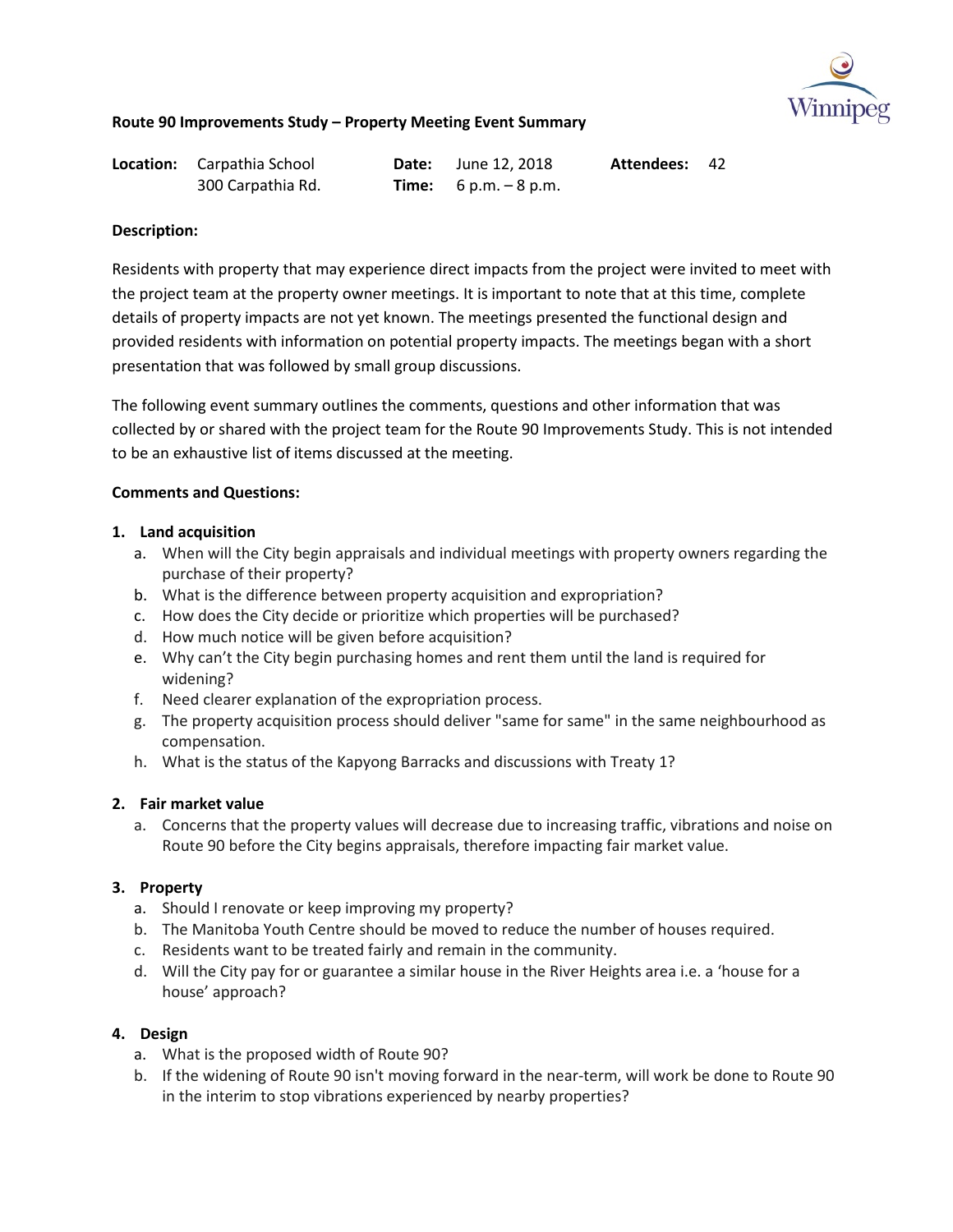# Route 90 Improvements Study – Property Meeting Event Summary

| **Location:** | Carpathia School<br>300 Carpathia Rd. | **Date:**<br>**Time:** | June 12, 2018<br>6 p.m. – 8 p.m. | **Attendees:** | 42 |
|---|---|---|---|---|---|

**Description:**

Residents with property that may experience direct impacts from the project were invited to meet with the project team at the property owner meetings. It is important to note that at this time, complete details of property impacts are not yet known. The meetings presented the functional design and provided residents with information on potential property impacts. The meetings began with a short presentation that was followed by small group discussions.

The following event summary outlines the comments, questions and other information that was collected by or shared with the project team for the Route 90 Improvements Study. This is not intended to be an exhaustive list of items discussed at the meeting.

**Comments and Questions:**

1. **Land acquisition**
   a. When will the City begin appraisals and individual meetings with property owners regarding the purchase of their property?
   b. What is the difference between property acquisition and expropriation?
   c. How does the City decide or prioritize which properties will be purchased?
   d. How much notice will be given before acquisition?
   e. Why can't the City begin purchasing homes and rent them until the land is required for widening?
   f. Need clearer explanation of the expropriation process.
   g. The property acquisition process should deliver "same for same" in the same neighbourhood as compensation.
   h. What is the status of the Kapyong Barracks and discussions with Treaty 1?

2. **Fair market value**
   a. Concerns that the property values will decrease due to increasing traffic, vibrations and noise on Route 90 before the City begins appraisals, therefore impacting fair market value.

3. **Property**
   a. Should I renovate or keep improving my property?
   b. The Manitoba Youth Centre should be moved to reduce the number of houses required.
   c. Residents want to be treated fairly and remain in the community.
   d. Will the City pay for or guarantee a similar house in the River Heights area i.e. a 'house for a house' approach?

4. **Design**
   a. What is the proposed width of Route 90?
   b. If the widening of Route 90 isn't moving forward in the near-term, will work be done to Route 90 in the interim to stop vibrations experienced by nearby properties?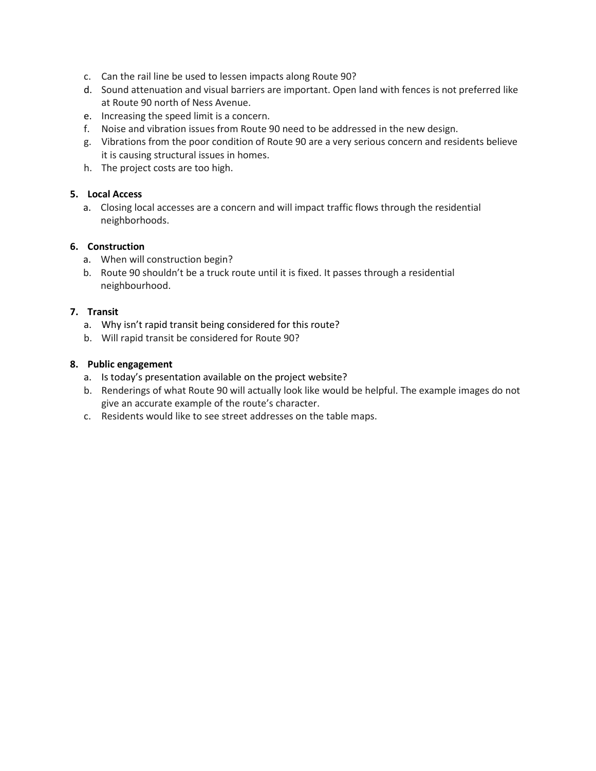c. Can the rail line be used to lessen impacts along Route 90?
d. Sound attenuation and visual barriers are important. Open land with fences is not preferred like at Route 90 north of Ness Avenue.
e. Increasing the speed limit is a concern.
f. Noise and vibration issues from Route 90 need to be addressed in the new design.
g. Vibrations from the poor condition of Route 90 are a very serious concern and residents believe it is causing structural issues in homes.
h. The project costs are too high.

**5. Local Access**

a. Closing local accesses are a concern and will impact traffic flows through the residential neighborhoods.

**6. Construction**

a. When will construction begin?
b. Route 90 shouldn't be a truck route until it is fixed. It passes through a residential neighbourhood.

**7. Transit**

a. Why isn't rapid transit being considered for this route?
b. Will rapid transit be considered for Route 90?

**8. Public engagement**

a. Is today's presentation available on the project website?
b. Renderings of what Route 90 will actually look like would be helpful. The example images do not give an accurate example of the route's character.
c. Residents would like to see street addresses on the table maps.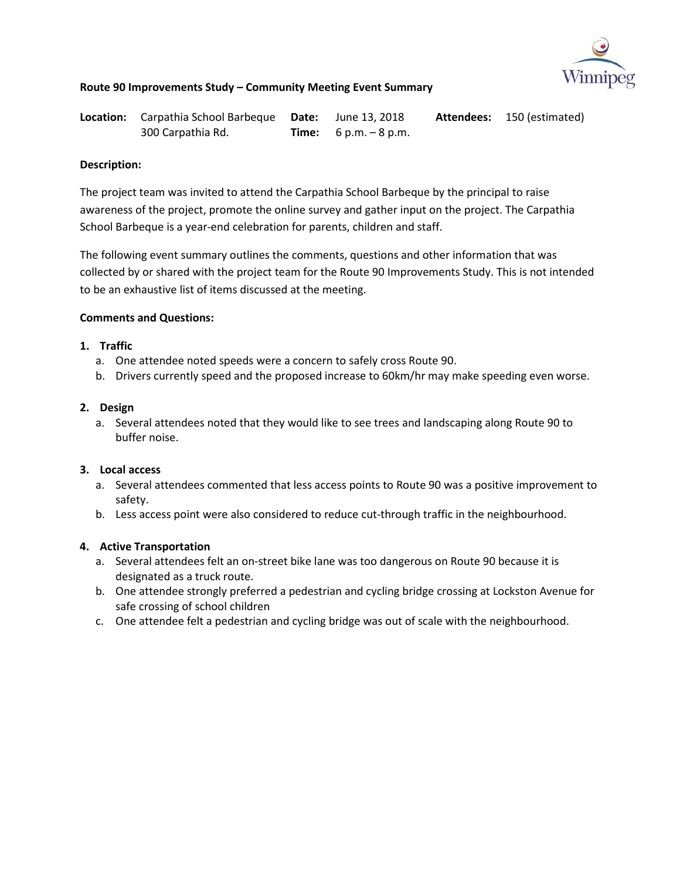**Route 90 Improvements Study – Community Meeting Event Summary**

| **Location:** | Carpathia School Barbeque<br>300 Carpathia Rd. | **Date:**<br>**Time:** | June 13, 2018<br>6 p.m. – 8 p.m. | **Attendees:** | 150 (estimated) |
|---|---|---|---|---|---|

**Description:**

The project team was invited to attend the Carpathia School Barbeque by the principal to raise awareness of the project, promote the online survey and gather input on the project. The Carpathia School Barbeque is a year-end celebration for parents, children and staff.

The following event summary outlines the comments, questions and other information that was collected by or shared with the project team for the Route 90 Improvements Study. This is not intended to be an exhaustive list of items discussed at the meeting.

**Comments and Questions:**

1. **Traffic**
   a. One attendee noted speeds were a concern to safely cross Route 90.
   b. Drivers currently speed and the proposed increase to 60km/hr may make speeding even worse.

2. **Design**
   a. Several attendees noted that they would like to see trees and landscaping along Route 90 to buffer noise.

3. **Local access**
   a. Several attendees commented that less access points to Route 90 was a positive improvement to safety.
   b. Less access point were also considered to reduce cut-through traffic in the neighbourhood.

4. **Active Transportation**
   a. Several attendees felt an on-street bike lane was too dangerous on Route 90 because it is designated as a truck route.
   b. One attendee strongly preferred a pedestrian and cycling bridge crossing at Lockston Avenue for safe crossing of school children
   c. One attendee felt a pedestrian and cycling bridge was out of scale with the neighbourhood.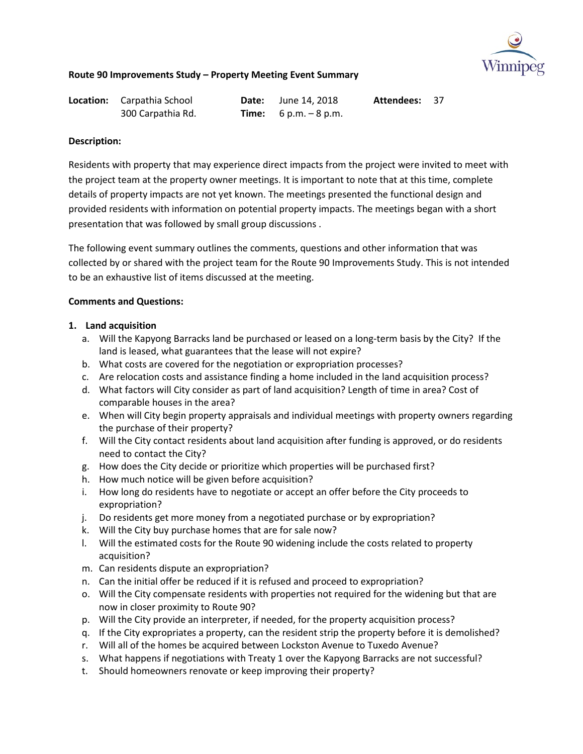**Route 90 Improvements Study – Property Meeting Event Summary**

| | | | | | |
|---|---|---|---|---|---|
| **Location:** | Carpathia School<br>300 Carpathia Rd. | **Date:**<br>**Time:** | June 14, 2018<br>6 p.m. – 8 p.m. | **Attendees:** | 37 |

**Description:**

Residents with property that may experience direct impacts from the project were invited to meet with the project team at the property owner meetings. It is important to note that at this time, complete details of property impacts are not yet known. The meetings presented the functional design and provided residents with information on potential property impacts. The meetings began with a short presentation that was followed by small group discussions .

The following event summary outlines the comments, questions and other information that was collected by or shared with the project team for the Route 90 Improvements Study. This is not intended to be an exhaustive list of items discussed at the meeting.

**Comments and Questions:**

1. **Land acquisition**
   a. Will the Kapyong Barracks land be purchased or leased on a long-term basis by the City? If the land is leased, what guarantees that the lease will not expire?
   b. What costs are covered for the negotiation or expropriation processes?
   c. Are relocation costs and assistance finding a home included in the land acquisition process?
   d. What factors will City consider as part of land acquisition? Length of time in area? Cost of comparable houses in the area?
   e. When will City begin property appraisals and individual meetings with property owners regarding the purchase of their property?
   f. Will the City contact residents about land acquisition after funding is approved, or do residents need to contact the City?
   g. How does the City decide or prioritize which properties will be purchased first?
   h. How much notice will be given before acquisition?
   i. How long do residents have to negotiate or accept an offer before the City proceeds to expropriation?
   j. Do residents get more money from a negotiated purchase or by expropriation?
   k. Will the City buy purchase homes that are for sale now?
   l. Will the estimated costs for the Route 90 widening include the costs related to property acquisition?
   m. Can residents dispute an expropriation?
   n. Can the initial offer be reduced if it is refused and proceed to expropriation?
   o. Will the City compensate residents with properties not required for the widening but that are now in closer proximity to Route 90?
   p. Will the City provide an interpreter, if needed, for the property acquisition process?
   q. If the City expropriates a property, can the resident strip the property before it is demolished?
   r. Will all of the homes be acquired between Lockston Avenue to Tuxedo Avenue?
   s. What happens if negotiations with Treaty 1 over the Kapyong Barracks are not successful?
   t. Should homeowners renovate or keep improving their property?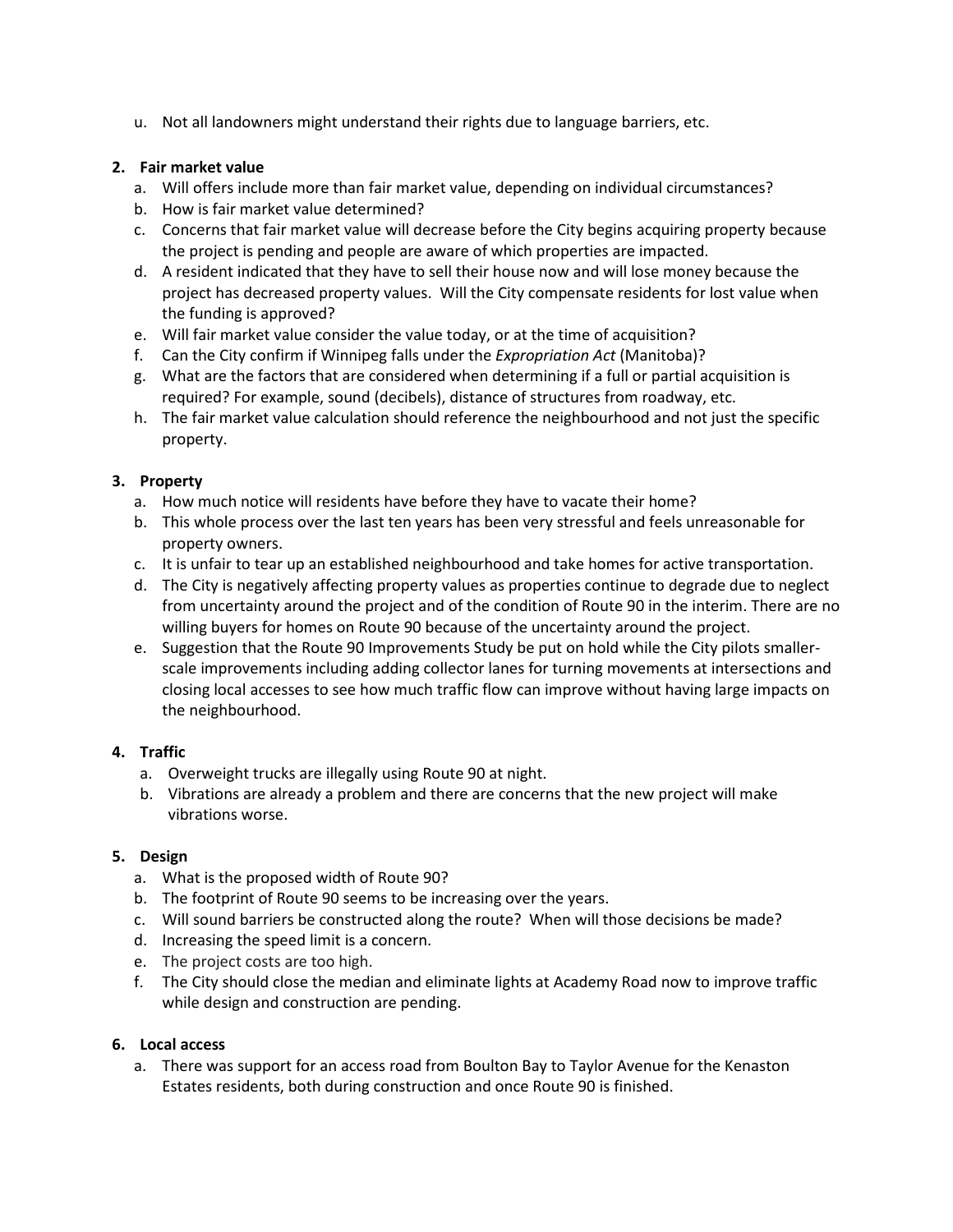u. Not all landowners might understand their rights due to language barriers, etc.

**2. Fair market value**

a. Will offers include more than fair market value, depending on individual circumstances?
b. How is fair market value determined?
c. Concerns that fair market value will decrease before the City begins acquiring property because the project is pending and people are aware of which properties are impacted.
d. A resident indicated that they have to sell their house now and will lose money because the project has decreased property values. Will the City compensate residents for lost value when the funding is approved?
e. Will fair market value consider the value today, or at the time of acquisition?
f. Can the City confirm if Winnipeg falls under the *Expropriation Act* (Manitoba)?
g. What are the factors that are considered when determining if a full or partial acquisition is required? For example, sound (decibels), distance of structures from roadway, etc.
h. The fair market value calculation should reference the neighbourhood and not just the specific property.

**3. Property**

a. How much notice will residents have before they have to vacate their home?
b. This whole process over the last ten years has been very stressful and feels unreasonable for property owners.
c. It is unfair to tear up an established neighbourhood and take homes for active transportation.
d. The City is negatively affecting property values as properties continue to degrade due to neglect from uncertainty around the project and of the condition of Route 90 in the interim. There are no willing buyers for homes on Route 90 because of the uncertainty around the project.
e. Suggestion that the Route 90 Improvements Study be put on hold while the City pilots smaller-scale improvements including adding collector lanes for turning movements at intersections and closing local accesses to see how much traffic flow can improve without having large impacts on the neighbourhood.

**4. Traffic**

a. Overweight trucks are illegally using Route 90 at night.
b. Vibrations are already a problem and there are concerns that the new project will make vibrations worse.

**5. Design**

a. What is the proposed width of Route 90?
b. The footprint of Route 90 seems to be increasing over the years.
c. Will sound barriers be constructed along the route? When will those decisions be made?
d. Increasing the speed limit is a concern.
e. The project costs are too high.
f. The City should close the median and eliminate lights at Academy Road now to improve traffic while design and construction are pending.

**6. Local access**

a. There was support for an access road from Boulton Bay to Taylor Avenue for the Kenaston Estates residents, both during construction and once Route 90 is finished.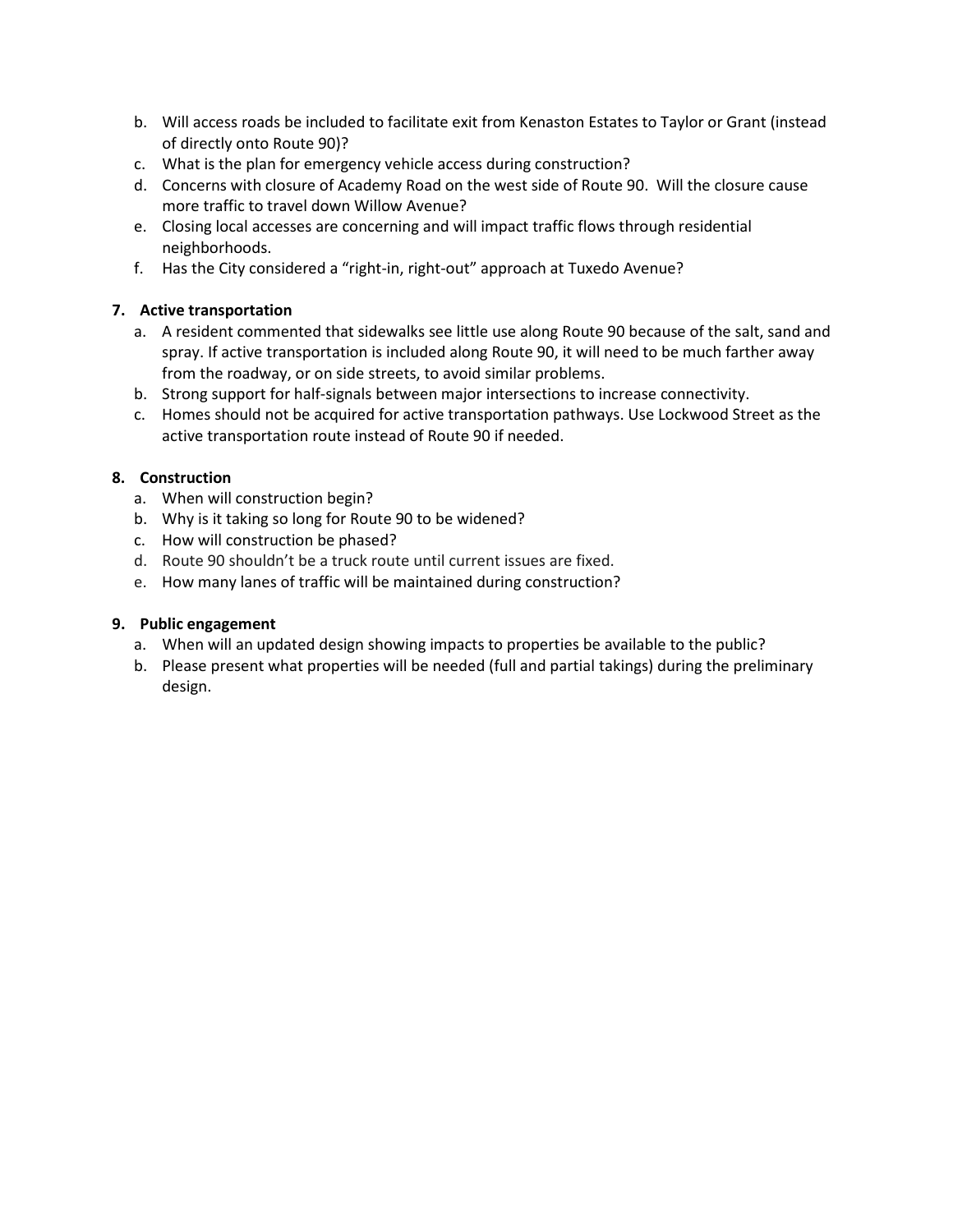b. Will access roads be included to facilitate exit from Kenaston Estates to Taylor or Grant (instead of directly onto Route 90)?
c. What is the plan for emergency vehicle access during construction?
d. Concerns with closure of Academy Road on the west side of Route 90. Will the closure cause more traffic to travel down Willow Avenue?
e. Closing local accesses are concerning and will impact traffic flows through residential neighborhoods.
f. Has the City considered a "right-in, right-out" approach at Tuxedo Avenue?

**7. Active transportation**

a. A resident commented that sidewalks see little use along Route 90 because of the salt, sand and spray. If active transportation is included along Route 90, it will need to be much farther away from the roadway, or on side streets, to avoid similar problems.
b. Strong support for half-signals between major intersections to increase connectivity.
c. Homes should not be acquired for active transportation pathways. Use Lockwood Street as the active transportation route instead of Route 90 if needed.

**8. Construction**

a. When will construction begin?
b. Why is it taking so long for Route 90 to be widened?
c. How will construction be phased?
d. Route 90 shouldn't be a truck route until current issues are fixed.
e. How many lanes of traffic will be maintained during construction?

**9. Public engagement**

a. When will an updated design showing impacts to properties be available to the public?
b. Please present what properties will be needed (full and partial takings) during the preliminary design.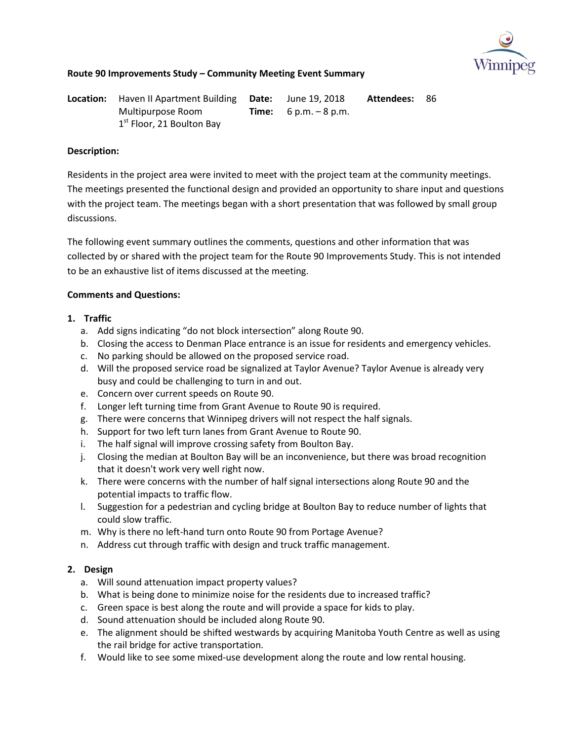## Route 90 Improvements Study – Community Meeting Event Summary

**Location:** Haven II Apartment Building Multipurpose Room, 1st Floor, 21 Boulton Bay
**Date:** June 19, 2018
**Time:** 6 p.m. – 8 p.m.
**Attendees:** 86

**Description:**

Residents in the project area were invited to meet with the project team at the community meetings. The meetings presented the functional design and provided an opportunity to share input and questions with the project team. The meetings began with a short presentation that was followed by small group discussions.

The following event summary outlines the comments, questions and other information that was collected by or shared with the project team for the Route 90 Improvements Study. This is not intended to be an exhaustive list of items discussed at the meeting.

**Comments and Questions:**

1. **Traffic**
   a. Add signs indicating "do not block intersection" along Route 90.
   b. Closing the access to Denman Place entrance is an issue for residents and emergency vehicles.
   c. No parking should be allowed on the proposed service road.
   d. Will the proposed service road be signalized at Taylor Avenue? Taylor Avenue is already very busy and could be challenging to turn in and out.
   e. Concern over current speeds on Route 90.
   f. Longer left turning time from Grant Avenue to Route 90 is required.
   g. There were concerns that Winnipeg drivers will not respect the half signals.
   h. Support for two left turn lanes from Grant Avenue to Route 90.
   i. The half signal will improve crossing safety from Boulton Bay.
   j. Closing the median at Boulton Bay will be an inconvenience, but there was broad recognition that it doesn't work very well right now.
   k. There were concerns with the number of half signal intersections along Route 90 and the potential impacts to traffic flow.
   l. Suggestion for a pedestrian and cycling bridge at Boulton Bay to reduce number of lights that could slow traffic.
   m. Why is there no left-hand turn onto Route 90 from Portage Avenue?
   n. Address cut through traffic with design and truck traffic management.

2. **Design**
   a. Will sound attenuation impact property values?
   b. What is being done to minimize noise for the residents due to increased traffic?
   c. Green space is best along the route and will provide a space for kids to play.
   d. Sound attenuation should be included along Route 90.
   e. The alignment should be shifted westwards by acquiring Manitoba Youth Centre as well as using the rail bridge for active transportation.
   f. Would like to see some mixed-use development along the route and low rental housing.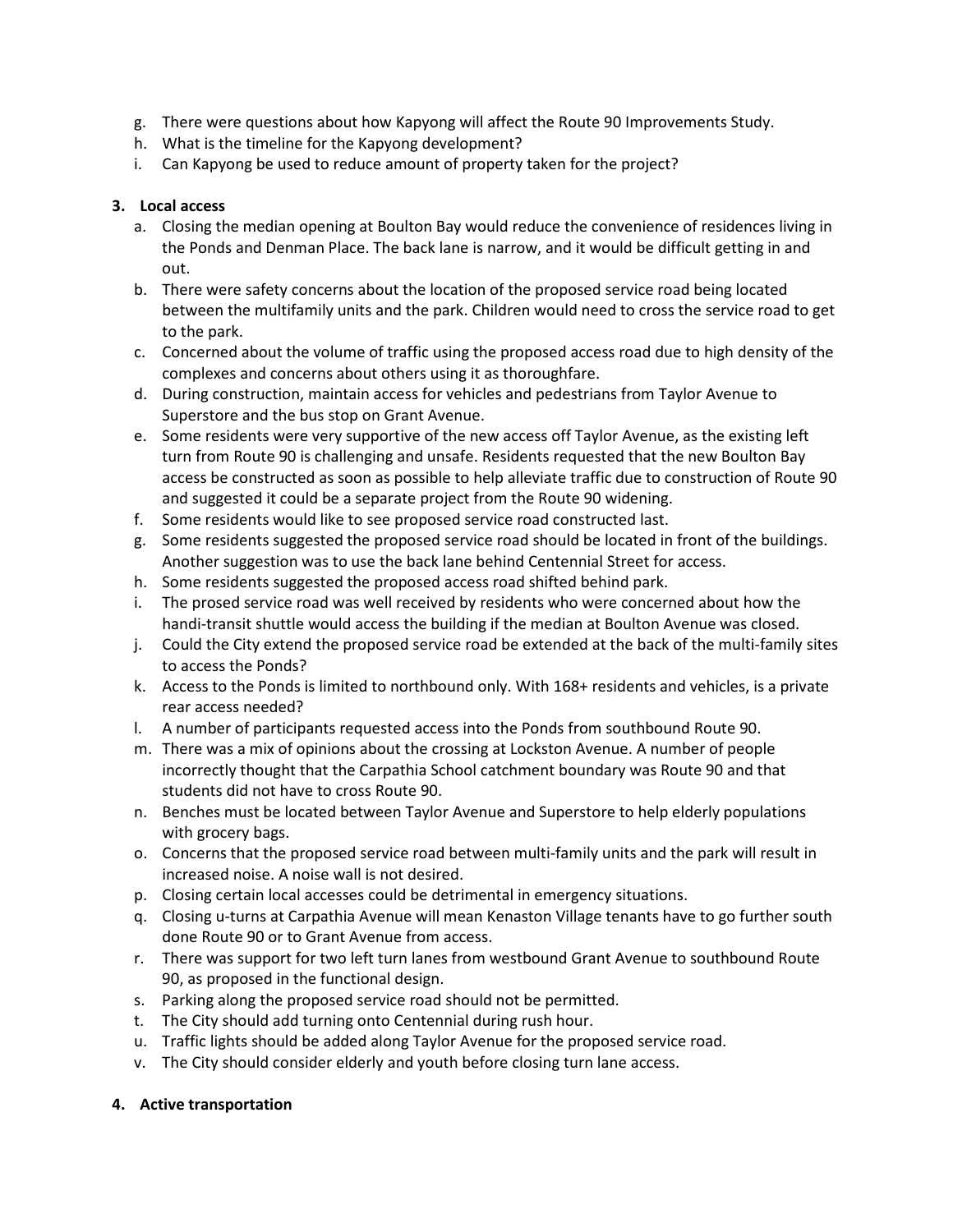g. There were questions about how Kapyong will affect the Route 90 Improvements Study.
h. What is the timeline for the Kapyong development?
i. Can Kapyong be used to reduce amount of property taken for the project?

**3. Local access**

a. Closing the median opening at Boulton Bay would reduce the convenience of residences living in the Ponds and Denman Place. The back lane is narrow, and it would be difficult getting in and out.
b. There were safety concerns about the location of the proposed service road being located between the multifamily units and the park. Children would need to cross the service road to get to the park.
c. Concerned about the volume of traffic using the proposed access road due to high density of the complexes and concerns about others using it as thoroughfare.
d. During construction, maintain access for vehicles and pedestrians from Taylor Avenue to Superstore and the bus stop on Grant Avenue.
e. Some residents were very supportive of the new access off Taylor Avenue, as the existing left turn from Route 90 is challenging and unsafe. Residents requested that the new Boulton Bay access be constructed as soon as possible to help alleviate traffic due to construction of Route 90 and suggested it could be a separate project from the Route 90 widening.
f. Some residents would like to see proposed service road constructed last.
g. Some residents suggested the proposed service road should be located in front of the buildings. Another suggestion was to use the back lane behind Centennial Street for access.
h. Some residents suggested the proposed access road shifted behind park.
i. The prosed service road was well received by residents who were concerned about how the handi-transit shuttle would access the building if the median at Boulton Avenue was closed.
j. Could the City extend the proposed service road be extended at the back of the multi-family sites to access the Ponds?
k. Access to the Ponds is limited to northbound only. With 168+ residents and vehicles, is a private rear access needed?
l. A number of participants requested access into the Ponds from southbound Route 90.
m. There was a mix of opinions about the crossing at Lockston Avenue. A number of people incorrectly thought that the Carpathia School catchment boundary was Route 90 and that students did not have to cross Route 90.
n. Benches must be located between Taylor Avenue and Superstore to help elderly populations with grocery bags.
o. Concerns that the proposed service road between multi-family units and the park will result in increased noise. A noise wall is not desired.
p. Closing certain local accesses could be detrimental in emergency situations.
q. Closing u-turns at Carpathia Avenue will mean Kenaston Village tenants have to go further south done Route 90 or to Grant Avenue from access.
r. There was support for two left turn lanes from westbound Grant Avenue to southbound Route 90, as proposed in the functional design.
s. Parking along the proposed service road should not be permitted.
t. The City should add turning onto Centennial during rush hour.
u. Traffic lights should be added along Taylor Avenue for the proposed service road.
v. The City should consider elderly and youth before closing turn lane access.

**4. Active transportation**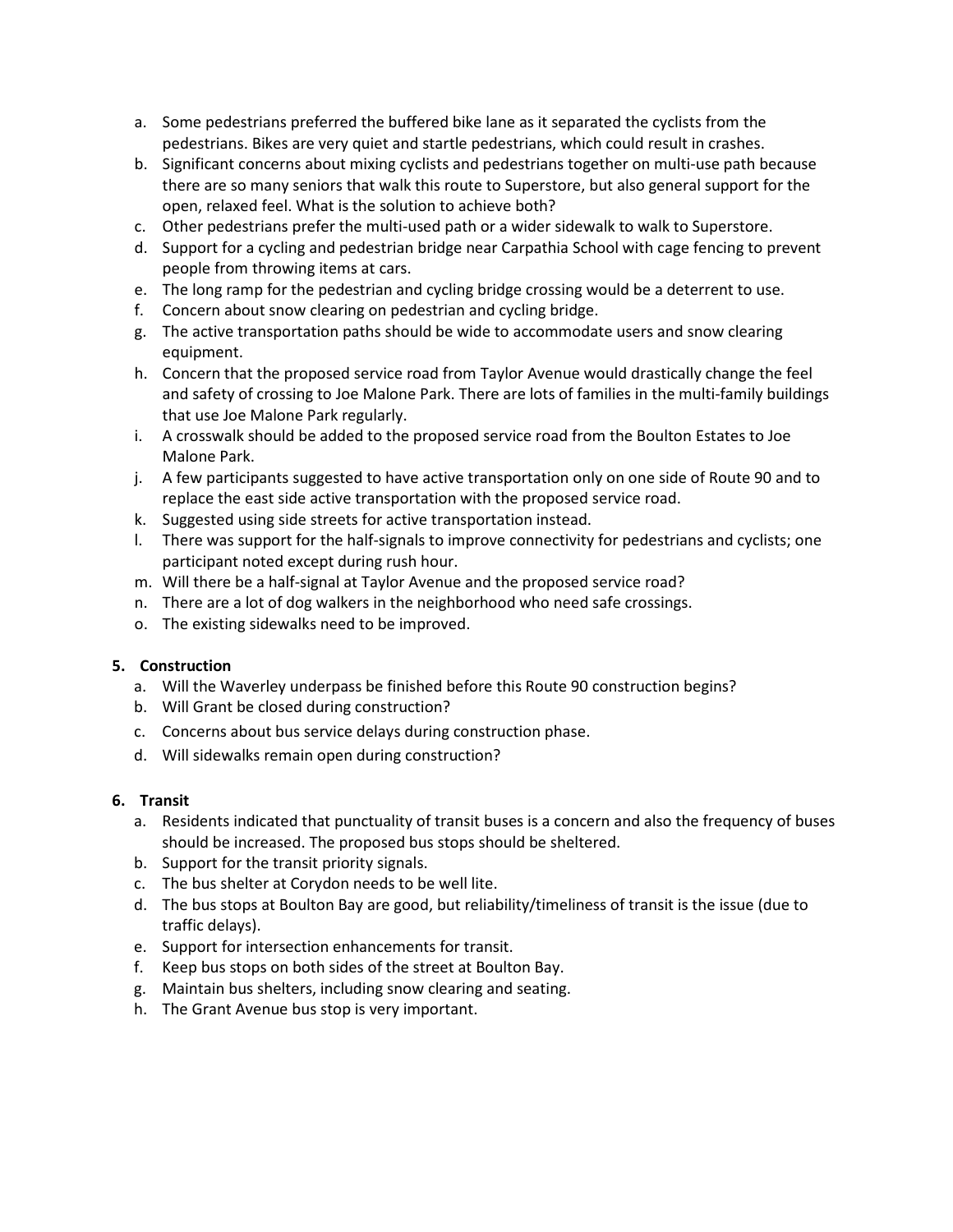a. Some pedestrians preferred the buffered bike lane as it separated the cyclists from the pedestrians. Bikes are very quiet and startle pedestrians, which could result in crashes.
b. Significant concerns about mixing cyclists and pedestrians together on multi-use path because there are so many seniors that walk this route to Superstore, but also general support for the open, relaxed feel. What is the solution to achieve both?
c. Other pedestrians prefer the multi-used path or a wider sidewalk to walk to Superstore.
d. Support for a cycling and pedestrian bridge near Carpathia School with cage fencing to prevent people from throwing items at cars.
e. The long ramp for the pedestrian and cycling bridge crossing would be a deterrent to use.
f. Concern about snow clearing on pedestrian and cycling bridge.
g. The active transportation paths should be wide to accommodate users and snow clearing equipment.
h. Concern that the proposed service road from Taylor Avenue would drastically change the feel and safety of crossing to Joe Malone Park. There are lots of families in the multi-family buildings that use Joe Malone Park regularly.
i. A crosswalk should be added to the proposed service road from the Boulton Estates to Joe Malone Park.
j. A few participants suggested to have active transportation only on one side of Route 90 and to replace the east side active transportation with the proposed service road.
k. Suggested using side streets for active transportation instead.
l. There was support for the half-signals to improve connectivity for pedestrians and cyclists; one participant noted except during rush hour.
m. Will there be a half-signal at Taylor Avenue and the proposed service road?
n. There are a lot of dog walkers in the neighborhood who need safe crossings.
o. The existing sidewalks need to be improved.

**5. Construction**

a. Will the Waverley underpass be finished before this Route 90 construction begins?
b. Will Grant be closed during construction?
c. Concerns about bus service delays during construction phase.
d. Will sidewalks remain open during construction?

**6. Transit**

a. Residents indicated that punctuality of transit buses is a concern and also the frequency of buses should be increased. The proposed bus stops should be sheltered.
b. Support for the transit priority signals.
c. The bus shelter at Corydon needs to be well lite.
d. The bus stops at Boulton Bay are good, but reliability/timeliness of transit is the issue (due to traffic delays).
e. Support for intersection enhancements for transit.
f. Keep bus stops on both sides of the street at Boulton Bay.
g. Maintain bus shelters, including snow clearing and seating.
h. The Grant Avenue bus stop is very important.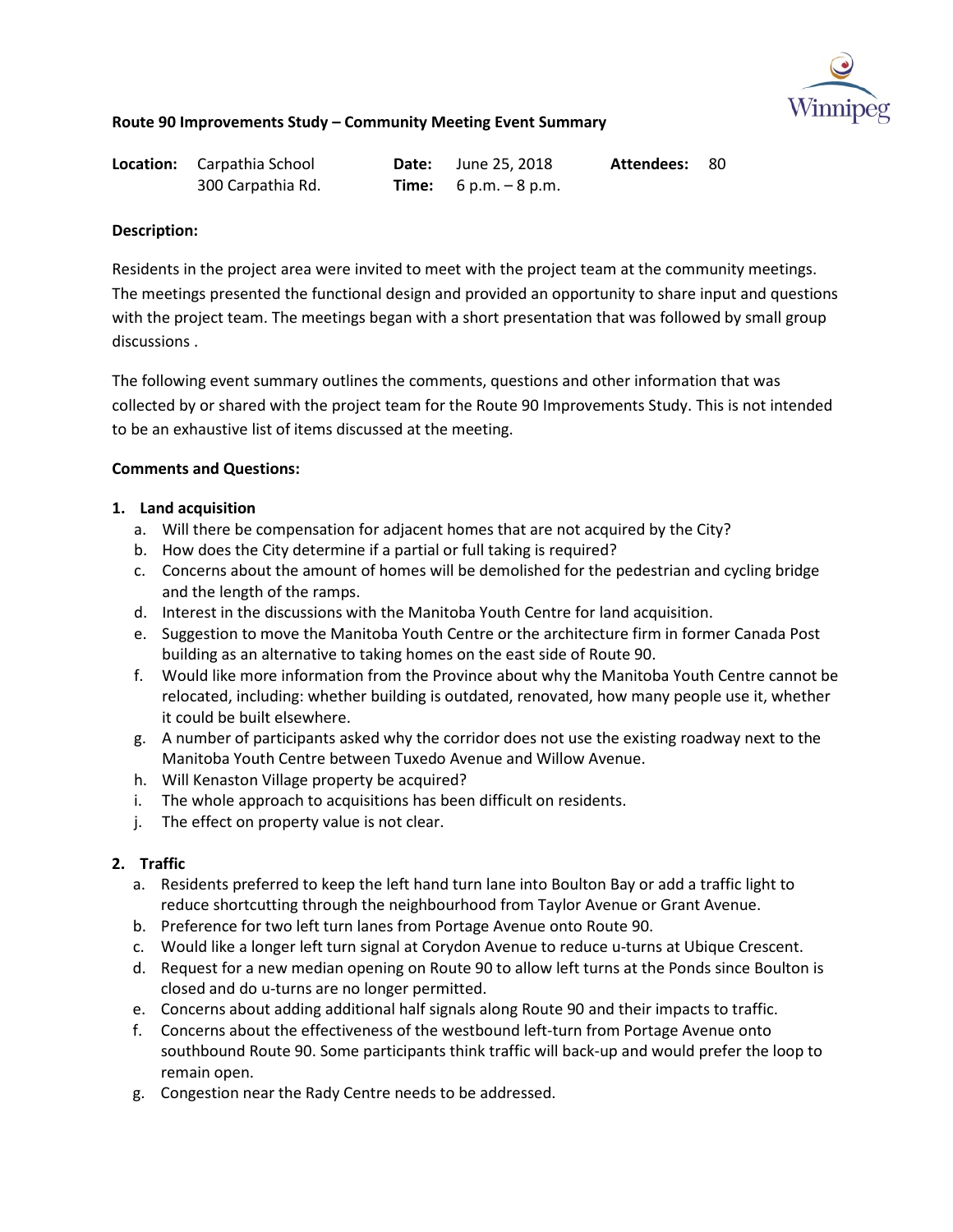**Route 90 Improvements Study – Community Meeting Event Summary**

**Location:** Carpathia School
300 Carpathia Rd.

**Date:** June 25, 2018
**Time:** 6 p.m. – 8 p.m.

**Attendees:** 80

**Description:**

Residents in the project area were invited to meet with the project team at the community meetings. The meetings presented the functional design and provided an opportunity to share input and questions with the project team. The meetings began with a short presentation that was followed by small group discussions .

The following event summary outlines the comments, questions and other information that was collected by or shared with the project team for the Route 90 Improvements Study. This is not intended to be an exhaustive list of items discussed at the meeting.

**Comments and Questions:**

1. **Land acquisition**
   a. Will there be compensation for adjacent homes that are not acquired by the City?
   b. How does the City determine if a partial or full taking is required?
   c. Concerns about the amount of homes will be demolished for the pedestrian and cycling bridge and the length of the ramps.
   d. Interest in the discussions with the Manitoba Youth Centre for land acquisition.
   e. Suggestion to move the Manitoba Youth Centre or the architecture firm in former Canada Post building as an alternative to taking homes on the east side of Route 90.
   f. Would like more information from the Province about why the Manitoba Youth Centre cannot be relocated, including: whether building is outdated, renovated, how many people use it, whether it could be built elsewhere.
   g. A number of participants asked why the corridor does not use the existing roadway next to the Manitoba Youth Centre between Tuxedo Avenue and Willow Avenue.
   h. Will Kenaston Village property be acquired?
   i. The whole approach to acquisitions has been difficult on residents.
   j. The effect on property value is not clear.

2. **Traffic**
   a. Residents preferred to keep the left hand turn lane into Boulton Bay or add a traffic light to reduce shortcutting through the neighbourhood from Taylor Avenue or Grant Avenue.
   b. Preference for two left turn lanes from Portage Avenue onto Route 90.
   c. Would like a longer left turn signal at Corydon Avenue to reduce u-turns at Ubique Crescent.
   d. Request for a new median opening on Route 90 to allow left turns at the Ponds since Boulton is closed and do u-turns are no longer permitted.
   e. Concerns about adding additional half signals along Route 90 and their impacts to traffic.
   f. Concerns about the effectiveness of the westbound left-turn from Portage Avenue onto southbound Route 90. Some participants think traffic will back-up and would prefer the loop to remain open.
   g. Congestion near the Rady Centre needs to be addressed.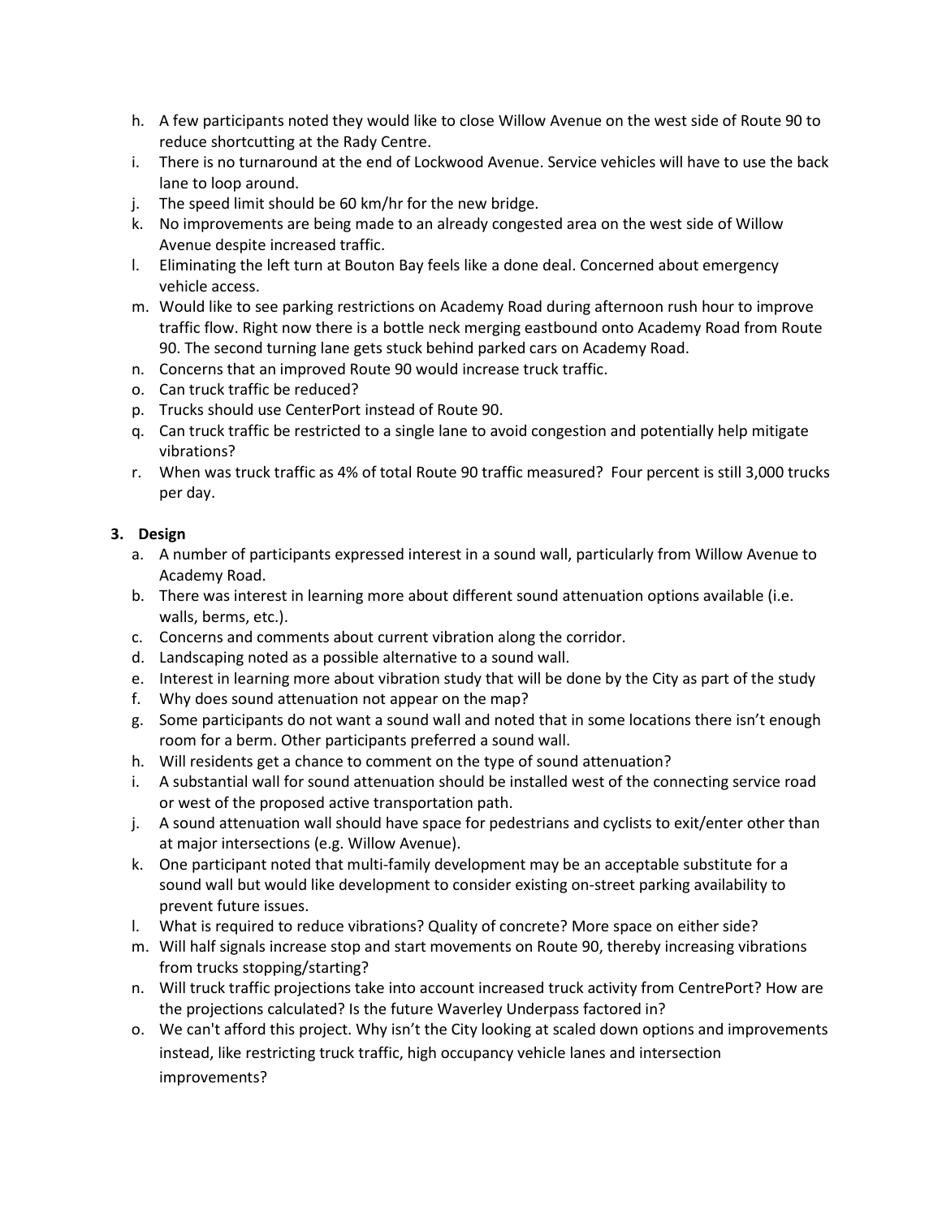h. A few participants noted they would like to close Willow Avenue on the west side of Route 90 to reduce shortcutting at the Rady Centre.
i. There is no turnaround at the end of Lockwood Avenue. Service vehicles will have to use the back lane to loop around.
j. The speed limit should be 60 km/hr for the new bridge.
k. No improvements are being made to an already congested area on the west side of Willow Avenue despite increased traffic.
l. Eliminating the left turn at Bouton Bay feels like a done deal. Concerned about emergency vehicle access.
m. Would like to see parking restrictions on Academy Road during afternoon rush hour to improve traffic flow. Right now there is a bottle neck merging eastbound onto Academy Road from Route 90. The second turning lane gets stuck behind parked cars on Academy Road.
n. Concerns that an improved Route 90 would increase truck traffic.
o. Can truck traffic be reduced?
p. Trucks should use CenterPort instead of Route 90.
q. Can truck traffic be restricted to a single lane to avoid congestion and potentially help mitigate vibrations?
r. When was truck traffic as 4% of total Route 90 traffic measured? Four percent is still 3,000 trucks per day.

**3. Design**

a. A number of participants expressed interest in a sound wall, particularly from Willow Avenue to Academy Road.
b. There was interest in learning more about different sound attenuation options available (i.e. walls, berms, etc.).
c. Concerns and comments about current vibration along the corridor.
d. Landscaping noted as a possible alternative to a sound wall.
e. Interest in learning more about vibration study that will be done by the City as part of the study
f. Why does sound attenuation not appear on the map?
g. Some participants do not want a sound wall and noted that in some locations there isn't enough room for a berm. Other participants preferred a sound wall.
h. Will residents get a chance to comment on the type of sound attenuation?
i. A substantial wall for sound attenuation should be installed west of the connecting service road or west of the proposed active transportation path.
j. A sound attenuation wall should have space for pedestrians and cyclists to exit/enter other than at major intersections (e.g. Willow Avenue).
k. One participant noted that multi-family development may be an acceptable substitute for a sound wall but would like development to consider existing on-street parking availability to prevent future issues.
l. What is required to reduce vibrations? Quality of concrete? More space on either side?
m. Will half signals increase stop and start movements on Route 90, thereby increasing vibrations from trucks stopping/starting?
n. Will truck traffic projections take into account increased truck activity from CentrePort? How are the projections calculated? Is the future Waverley Underpass factored in?
o. We can't afford this project. Why isn't the City looking at scaled down options and improvements instead, like restricting truck traffic, high occupancy vehicle lanes and intersection improvements?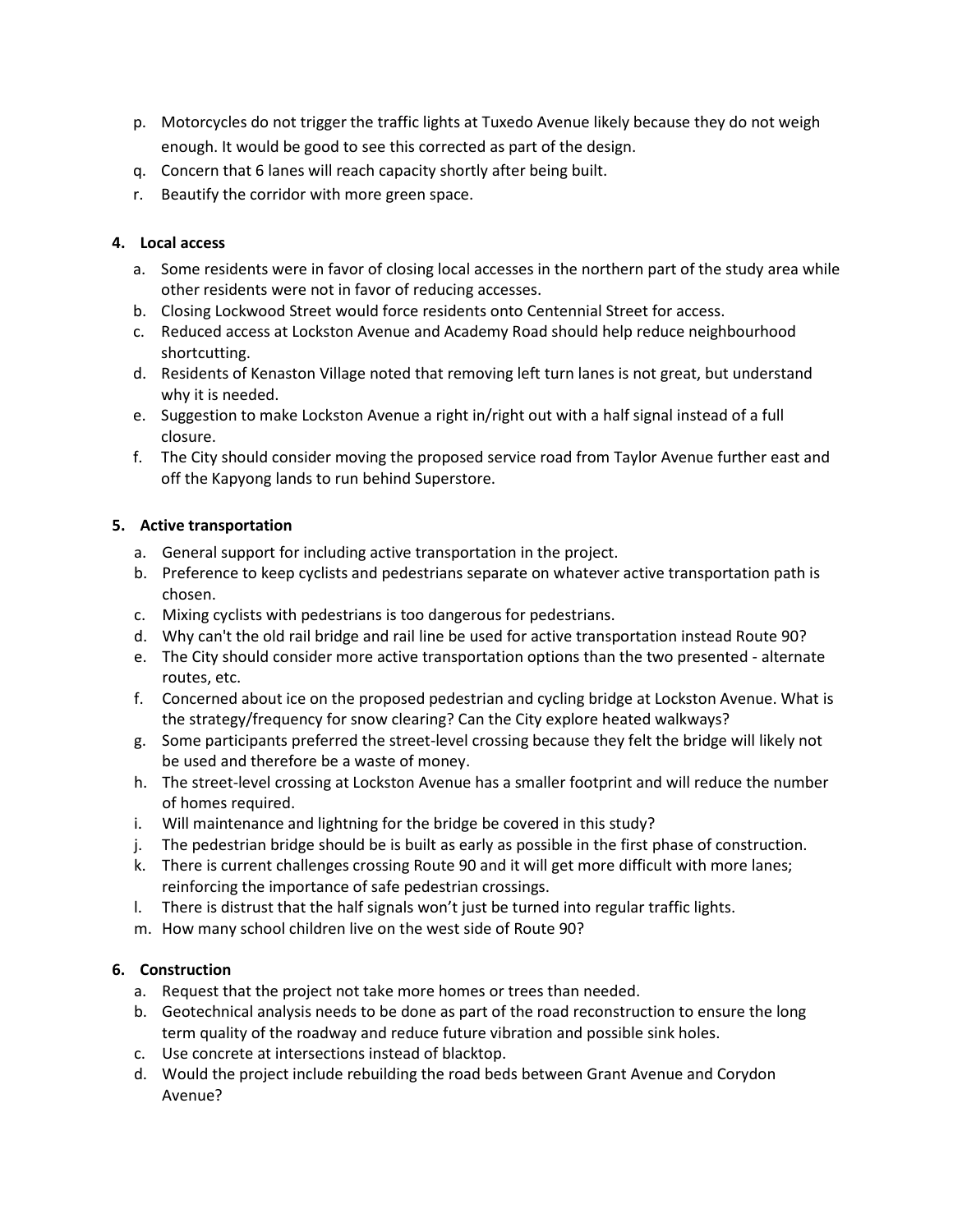p. Motorcycles do not trigger the traffic lights at Tuxedo Avenue likely because they do not weigh enough. It would be good to see this corrected as part of the design.
q. Concern that 6 lanes will reach capacity shortly after being built.
r. Beautify the corridor with more green space.

**4. Local access**

a. Some residents were in favor of closing local accesses in the northern part of the study area while other residents were not in favor of reducing accesses.
b. Closing Lockwood Street would force residents onto Centennial Street for access.
c. Reduced access at Lockston Avenue and Academy Road should help reduce neighbourhood shortcutting.
d. Residents of Kenaston Village noted that removing left turn lanes is not great, but understand why it is needed.
e. Suggestion to make Lockston Avenue a right in/right out with a half signal instead of a full closure.
f. The City should consider moving the proposed service road from Taylor Avenue further east and off the Kapyong lands to run behind Superstore.

**5. Active transportation**

a. General support for including active transportation in the project.
b. Preference to keep cyclists and pedestrians separate on whatever active transportation path is chosen.
c. Mixing cyclists with pedestrians is too dangerous for pedestrians.
d. Why can't the old rail bridge and rail line be used for active transportation instead Route 90?
e. The City should consider more active transportation options than the two presented - alternate routes, etc.
f. Concerned about ice on the proposed pedestrian and cycling bridge at Lockston Avenue. What is the strategy/frequency for snow clearing? Can the City explore heated walkways?
g. Some participants preferred the street-level crossing because they felt the bridge will likely not be used and therefore be a waste of money.
h. The street-level crossing at Lockston Avenue has a smaller footprint and will reduce the number of homes required.
i. Will maintenance and lightning for the bridge be covered in this study?
j. The pedestrian bridge should be is built as early as possible in the first phase of construction.
k. There is current challenges crossing Route 90 and it will get more difficult with more lanes; reinforcing the importance of safe pedestrian crossings.
l. There is distrust that the half signals won't just be turned into regular traffic lights.
m. How many school children live on the west side of Route 90?

**6. Construction**

a. Request that the project not take more homes or trees than needed.
b. Geotechnical analysis needs to be done as part of the road reconstruction to ensure the long term quality of the roadway and reduce future vibration and possible sink holes.
c. Use concrete at intersections instead of blacktop.
d. Would the project include rebuilding the road beds between Grant Avenue and Corydon Avenue?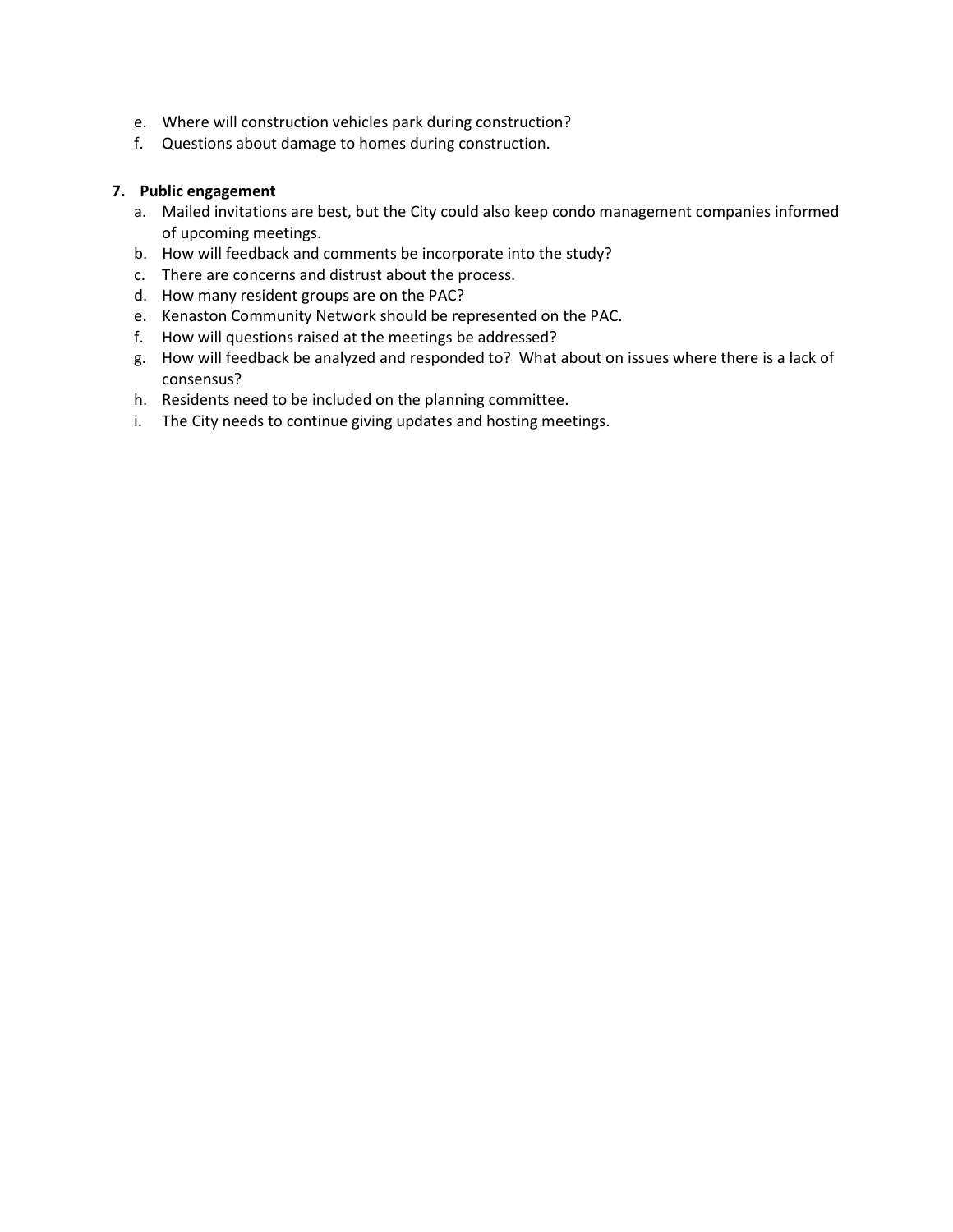e. Where will construction vehicles park during construction?
f. Questions about damage to homes during construction.

7. **Public engagement**
    a. Mailed invitations are best, but the City could also keep condo management companies informed of upcoming meetings.
    b. How will feedback and comments be incorporate into the study?
    c. There are concerns and distrust about the process.
    d. How many resident groups are on the PAC?
    e. Kenaston Community Network should be represented on the PAC.
    f. How will questions raised at the meetings be addressed?
    g. How will feedback be analyzed and responded to? What about on issues where there is a lack of consensus?
    h. Residents need to be included on the planning committee.
    i. The City needs to continue giving updates and hosting meetings.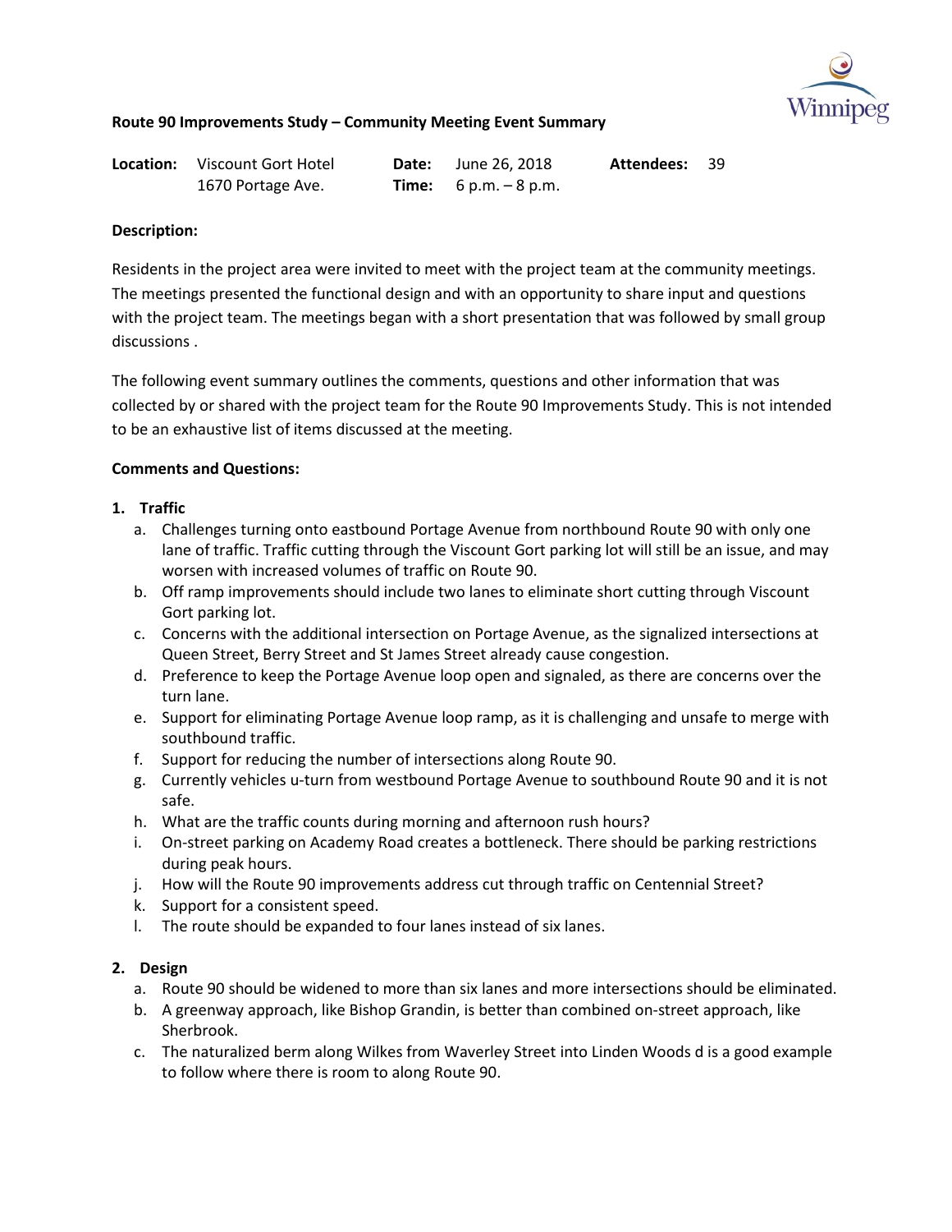**Route 90 Improvements Study – Community Meeting Event Summary**

| **Location:** | Viscount Gort Hotel 1670 Portage Ave. | **Date:** | June 26, 2018 | **Attendees:** | 39 |
|---|---|---|---|---|---|
| | | **Time:** | 6 p.m. – 8 p.m. | | |

**Description:**

Residents in the project area were invited to meet with the project team at the community meetings. The meetings presented the functional design and with an opportunity to share input and questions with the project team. The meetings began with a short presentation that was followed by small group discussions .

The following event summary outlines the comments, questions and other information that was collected by or shared with the project team for the Route 90 Improvements Study. This is not intended to be an exhaustive list of items discussed at the meeting.

**Comments and Questions:**

1. **Traffic**
   a. Challenges turning onto eastbound Portage Avenue from northbound Route 90 with only one lane of traffic. Traffic cutting through the Viscount Gort parking lot will still be an issue, and may worsen with increased volumes of traffic on Route 90.
   b. Off ramp improvements should include two lanes to eliminate short cutting through Viscount Gort parking lot.
   c. Concerns with the additional intersection on Portage Avenue, as the signalized intersections at Queen Street, Berry Street and St James Street already cause congestion.
   d. Preference to keep the Portage Avenue loop open and signaled, as there are concerns over the turn lane.
   e. Support for eliminating Portage Avenue loop ramp, as it is challenging and unsafe to merge with southbound traffic.
   f. Support for reducing the number of intersections along Route 90.
   g. Currently vehicles u-turn from westbound Portage Avenue to southbound Route 90 and it is not safe.
   h. What are the traffic counts during morning and afternoon rush hours?
   i. On-street parking on Academy Road creates a bottleneck. There should be parking restrictions during peak hours.
   j. How will the Route 90 improvements address cut through traffic on Centennial Street?
   k. Support for a consistent speed.
   l. The route should be expanded to four lanes instead of six lanes.

2. **Design**
   a. Route 90 should be widened to more than six lanes and more intersections should be eliminated.
   b. A greenway approach, like Bishop Grandin, is better than combined on-street approach, like Sherbrook.
   c. The naturalized berm along Wilkes from Waverley Street into Linden Woods d is a good example to follow where there is room to along Route 90.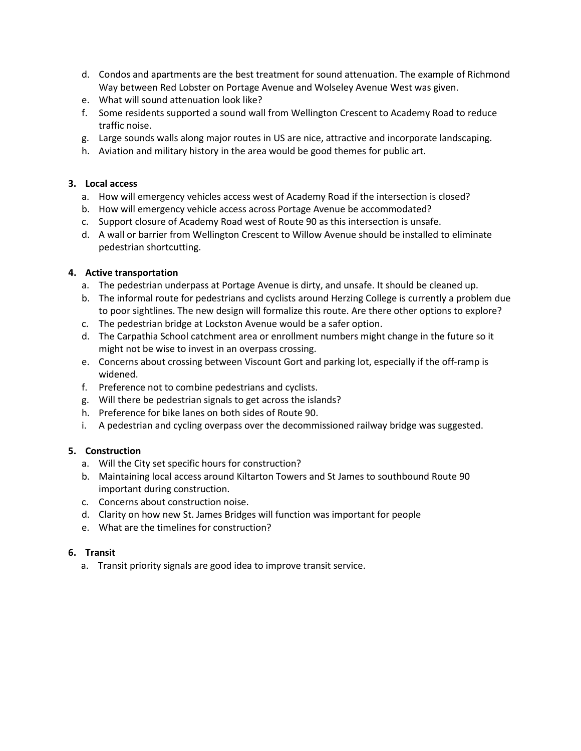d. Condos and apartments are the best treatment for sound attenuation. The example of Richmond Way between Red Lobster on Portage Avenue and Wolseley Avenue West was given.
e. What will sound attenuation look like?
f. Some residents supported a sound wall from Wellington Crescent to Academy Road to reduce traffic noise.
g. Large sounds walls along major routes in US are nice, attractive and incorporate landscaping.
h. Aviation and military history in the area would be good themes for public art.

**3. Local access**

a. How will emergency vehicles access west of Academy Road if the intersection is closed?
b. How will emergency vehicle access across Portage Avenue be accommodated?
c. Support closure of Academy Road west of Route 90 as this intersection is unsafe.
d. A wall or barrier from Wellington Crescent to Willow Avenue should be installed to eliminate pedestrian shortcutting.

**4. Active transportation**

a. The pedestrian underpass at Portage Avenue is dirty, and unsafe. It should be cleaned up.
b. The informal route for pedestrians and cyclists around Herzing College is currently a problem due to poor sightlines. The new design will formalize this route. Are there other options to explore?
c. The pedestrian bridge at Lockston Avenue would be a safer option.
d. The Carpathia School catchment area or enrollment numbers might change in the future so it might not be wise to invest in an overpass crossing.
e. Concerns about crossing between Viscount Gort and parking lot, especially if the off-ramp is widened.
f. Preference not to combine pedestrians and cyclists.
g. Will there be pedestrian signals to get across the islands?
h. Preference for bike lanes on both sides of Route 90.
i. A pedestrian and cycling overpass over the decommissioned railway bridge was suggested.

**5. Construction**

a. Will the City set specific hours for construction?
b. Maintaining local access around Kiltarton Towers and St James to southbound Route 90 important during construction.
c. Concerns about construction noise.
d. Clarity on how new St. James Bridges will function was important for people
e. What are the timelines for construction?

**6. Transit**

a. Transit priority signals are good idea to improve transit service.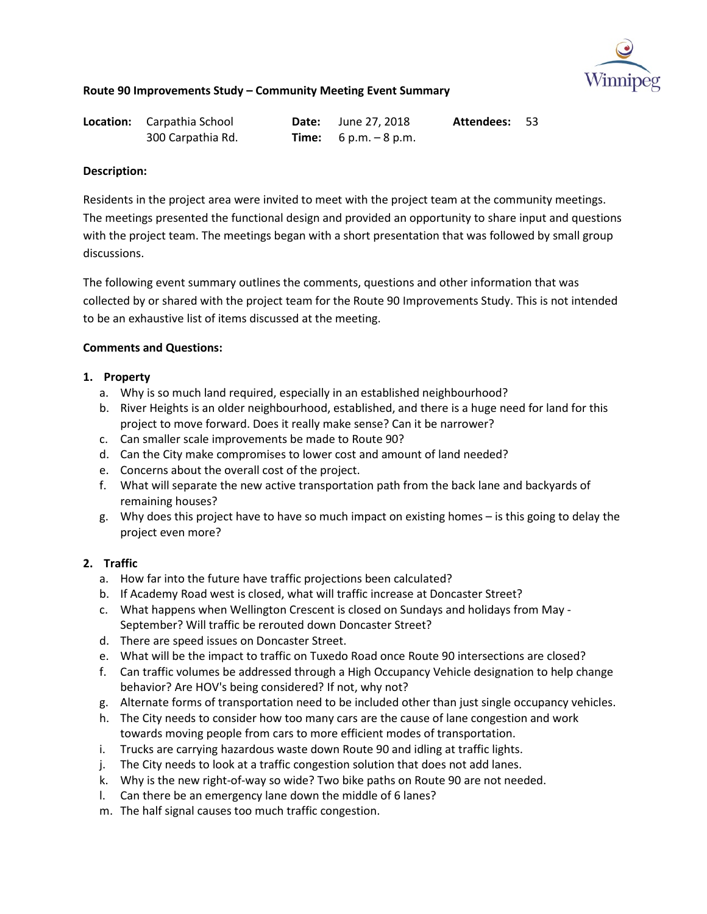**Route 90 Improvements Study – Community Meeting Event Summary**

| **Location:** | Carpathia School 300 Carpathia Rd. | **Date:** | June 27, 2018 | **Attendees:** | 53 |
|---|---|---|---|---|---|
| | | **Time:** | 6 p.m. – 8 p.m. | | |

**Description:**

Residents in the project area were invited to meet with the project team at the community meetings. The meetings presented the functional design and provided an opportunity to share input and questions with the project team. The meetings began with a short presentation that was followed by small group discussions.

The following event summary outlines the comments, questions and other information that was collected by or shared with the project team for the Route 90 Improvements Study. This is not intended to be an exhaustive list of items discussed at the meeting.

**Comments and Questions:**

1. **Property**
   a. Why is so much land required, especially in an established neighbourhood?
   b. River Heights is an older neighbourhood, established, and there is a huge need for land for this project to move forward. Does it really make sense? Can it be narrower?
   c. Can smaller scale improvements be made to Route 90?
   d. Can the City make compromises to lower cost and amount of land needed?
   e. Concerns about the overall cost of the project.
   f. What will separate the new active transportation path from the back lane and backyards of remaining houses?
   g. Why does this project have to have so much impact on existing homes – is this going to delay the project even more?

2. **Traffic**
   a. How far into the future have traffic projections been calculated?
   b. If Academy Road west is closed, what will traffic increase at Doncaster Street?
   c. What happens when Wellington Crescent is closed on Sundays and holidays from May - September? Will traffic be rerouted down Doncaster Street?
   d. There are speed issues on Doncaster Street.
   e. What will be the impact to traffic on Tuxedo Road once Route 90 intersections are closed?
   f. Can traffic volumes be addressed through a High Occupancy Vehicle designation to help change behavior? Are HOV's being considered? If not, why not?
   g. Alternate forms of transportation need to be included other than just single occupancy vehicles.
   h. The City needs to consider how too many cars are the cause of lane congestion and work towards moving people from cars to more efficient modes of transportation.
   i. Trucks are carrying hazardous waste down Route 90 and idling at traffic lights.
   j. The City needs to look at a traffic congestion solution that does not add lanes.
   k. Why is the new right-of-way so wide? Two bike paths on Route 90 are not needed.
   l. Can there be an emergency lane down the middle of 6 lanes?
   m. The half signal causes too much traffic congestion.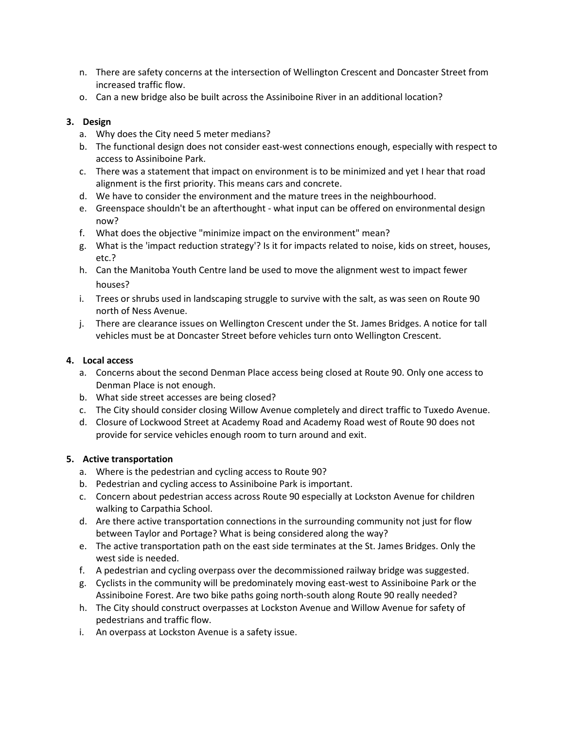n. There are safety concerns at the intersection of Wellington Crescent and Doncaster Street from increased traffic flow.
o. Can a new bridge also be built across the Assiniboine River in an additional location?

### 3. Design

a. Why does the City need 5 meter medians?
b. The functional design does not consider east-west connections enough, especially with respect to access to Assiniboine Park.
c. There was a statement that impact on environment is to be minimized and yet I hear that road alignment is the first priority. This means cars and concrete.
d. We have to consider the environment and the mature trees in the neighbourhood.
e. Greenspace shouldn't be an afterthought - what input can be offered on environmental design now?
f. What does the objective "minimize impact on the environment" mean?
g. What is the 'impact reduction strategy'? Is it for impacts related to noise, kids on street, houses, etc.?
h. Can the Manitoba Youth Centre land be used to move the alignment west to impact fewer houses?
i. Trees or shrubs used in landscaping struggle to survive with the salt, as was seen on Route 90 north of Ness Avenue.
j. There are clearance issues on Wellington Crescent under the St. James Bridges. A notice for tall vehicles must be at Doncaster Street before vehicles turn onto Wellington Crescent.

### 4. Local access

a. Concerns about the second Denman Place access being closed at Route 90. Only one access to Denman Place is not enough.
b. What side street accesses are being closed?
c. The City should consider closing Willow Avenue completely and direct traffic to Tuxedo Avenue.
d. Closure of Lockwood Street at Academy Road and Academy Road west of Route 90 does not provide for service vehicles enough room to turn around and exit.

### 5. Active transportation

a. Where is the pedestrian and cycling access to Route 90?
b. Pedestrian and cycling access to Assiniboine Park is important.
c. Concern about pedestrian access across Route 90 especially at Lockston Avenue for children walking to Carpathia School.
d. Are there active transportation connections in the surrounding community not just for flow between Taylor and Portage? What is being considered along the way?
e. The active transportation path on the east side terminates at the St. James Bridges. Only the west side is needed.
f. A pedestrian and cycling overpass over the decommissioned railway bridge was suggested.
g. Cyclists in the community will be predominately moving east-west to Assiniboine Park or the Assiniboine Forest. Are two bike paths going north-south along Route 90 really needed?
h. The City should construct overpasses at Lockston Avenue and Willow Avenue for safety of pedestrians and traffic flow.
i. An overpass at Lockston Avenue is a safety issue.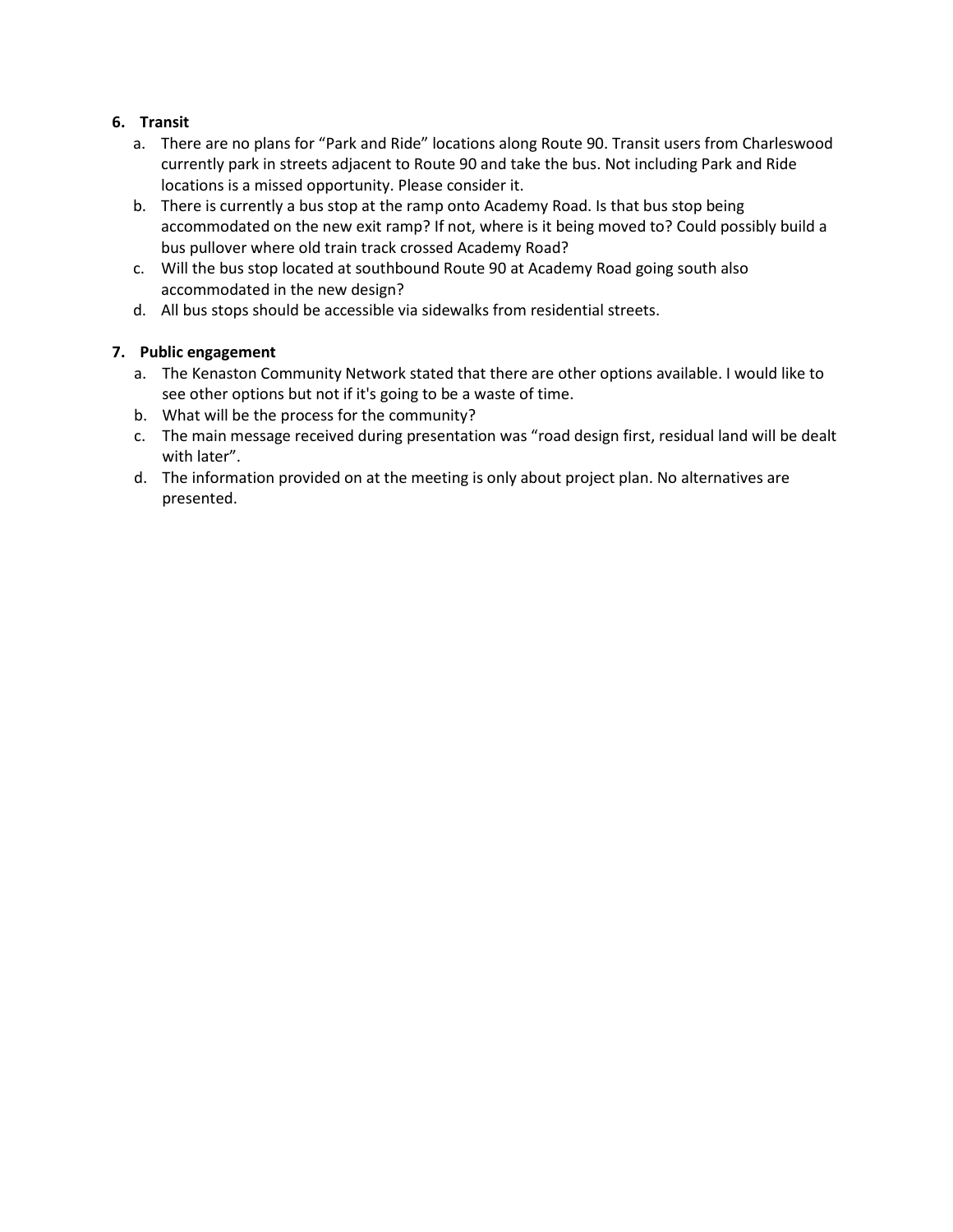6. **Transit**
   a. There are no plans for "Park and Ride" locations along Route 90. Transit users from Charleswood currently park in streets adjacent to Route 90 and take the bus. Not including Park and Ride locations is a missed opportunity. Please consider it.
   b. There is currently a bus stop at the ramp onto Academy Road. Is that bus stop being accommodated on the new exit ramp? If not, where is it being moved to? Could possibly build a bus pullover where old train track crossed Academy Road?
   c. Will the bus stop located at southbound Route 90 at Academy Road going south also accommodated in the new design?
   d. All bus stops should be accessible via sidewalks from residential streets.

7. **Public engagement**
   a. The Kenaston Community Network stated that there are other options available. I would like to see other options but not if it's going to be a waste of time.
   b. What will be the process for the community?
   c. The main message received during presentation was "road design first, residual land will be dealt with later".
   d. The information provided on at the meeting is only about project plan. No alternatives are presented.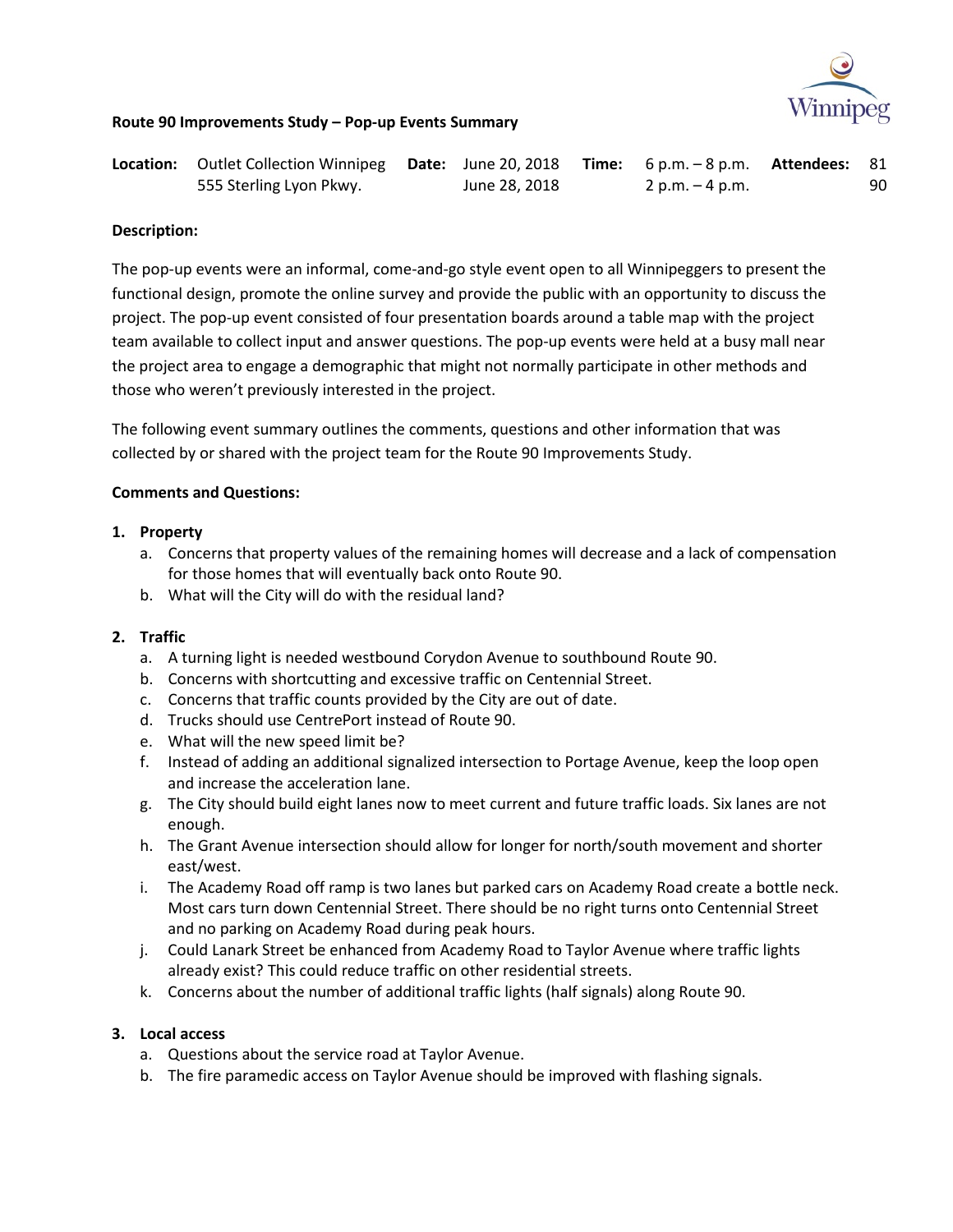**Route 90 Improvements Study – Pop-up Events Summary**

| **Location:** | | **Date:** | | **Time:** | | **Attendees:** | |
|---|---|---|---|---|---|---|---|
| | Outlet Collection Winnipeg 555 Sterling Lyon Pkwy. | | June 20, 2018 | | 6 p.m. – 8 p.m. | | 81 |
| | | | June 28, 2018 | | 2 p.m. – 4 p.m. | | 90 |

**Description:**

The pop-up events were an informal, come-and-go style event open to all Winnipeggers to present the functional design, promote the online survey and provide the public with an opportunity to discuss the project. The pop-up event consisted of four presentation boards around a table map with the project team available to collect input and answer questions. The pop-up events were held at a busy mall near the project area to engage a demographic that might not normally participate in other methods and those who weren't previously interested in the project.

The following event summary outlines the comments, questions and other information that was collected by or shared with the project team for the Route 90 Improvements Study.

**Comments and Questions:**

1. **Property**
   a. Concerns that property values of the remaining homes will decrease and a lack of compensation for those homes that will eventually back onto Route 90.
   b. What will the City will do with the residual land?

2. **Traffic**
   a. A turning light is needed westbound Corydon Avenue to southbound Route 90.
   b. Concerns with shortcutting and excessive traffic on Centennial Street.
   c. Concerns that traffic counts provided by the City are out of date.
   d. Trucks should use CentrePort instead of Route 90.
   e. What will the new speed limit be?
   f. Instead of adding an additional signalized intersection to Portage Avenue, keep the loop open and increase the acceleration lane.
   g. The City should build eight lanes now to meet current and future traffic loads. Six lanes are not enough.
   h. The Grant Avenue intersection should allow for longer for north/south movement and shorter east/west.
   i. The Academy Road off ramp is two lanes but parked cars on Academy Road create a bottle neck. Most cars turn down Centennial Street. There should be no right turns onto Centennial Street and no parking on Academy Road during peak hours.
   j. Could Lanark Street be enhanced from Academy Road to Taylor Avenue where traffic lights already exist? This could reduce traffic on other residential streets.
   k. Concerns about the number of additional traffic lights (half signals) along Route 90.

3. **Local access**
   a. Questions about the service road at Taylor Avenue.
   b. The fire paramedic access on Taylor Avenue should be improved with flashing signals.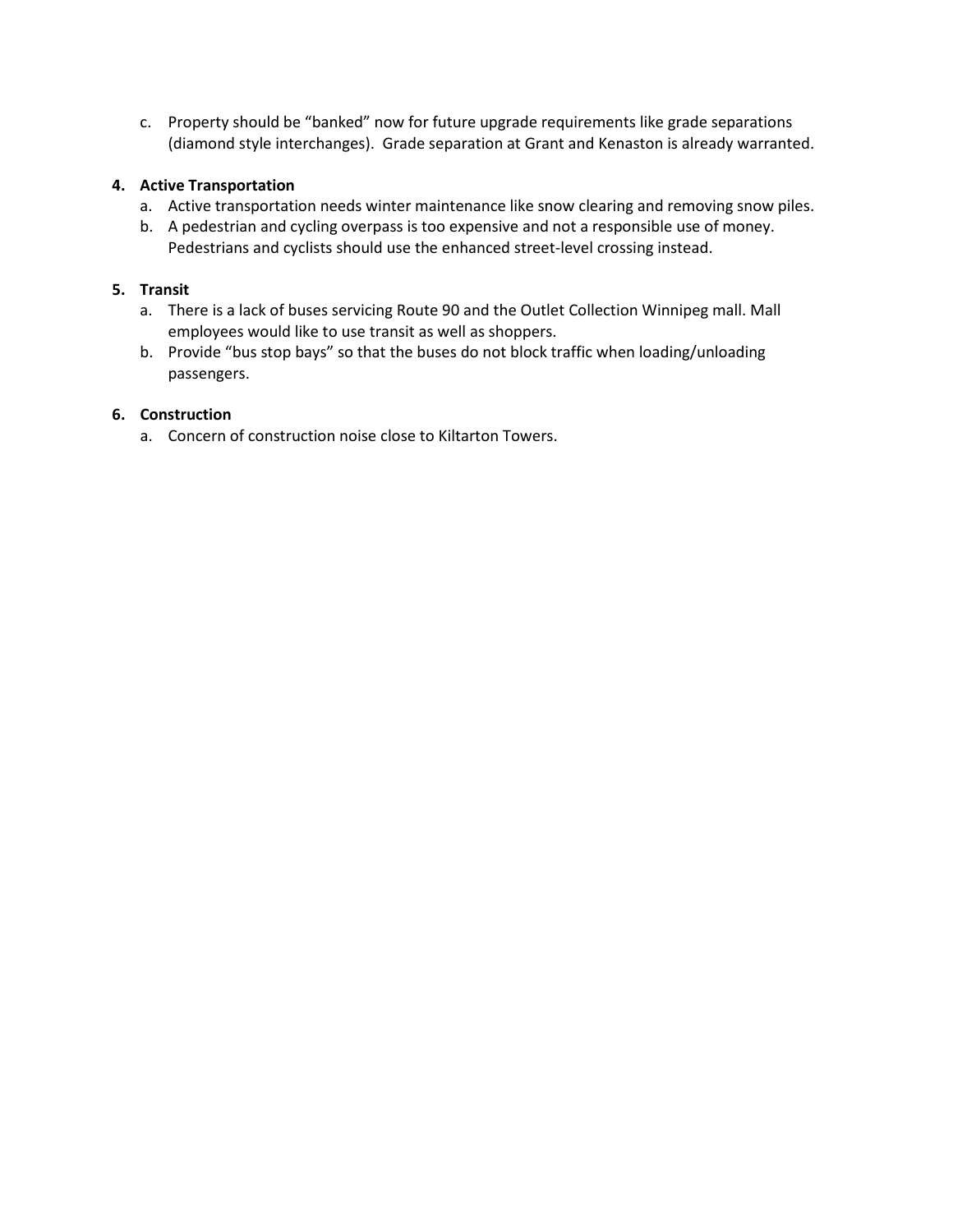c. Property should be "banked" now for future upgrade requirements like grade separations (diamond style interchanges). Grade separation at Grant and Kenaston is already warranted.

**4. Active Transportation**

a. Active transportation needs winter maintenance like snow clearing and removing snow piles.

b. A pedestrian and cycling overpass is too expensive and not a responsible use of money. Pedestrians and cyclists should use the enhanced street-level crossing instead.

**5. Transit**

a. There is a lack of buses servicing Route 90 and the Outlet Collection Winnipeg mall. Mall employees would like to use transit as well as shoppers.

b. Provide "bus stop bays" so that the buses do not block traffic when loading/unloading passengers.

**6. Construction**

a. Concern of construction noise close to Kiltarton Towers.